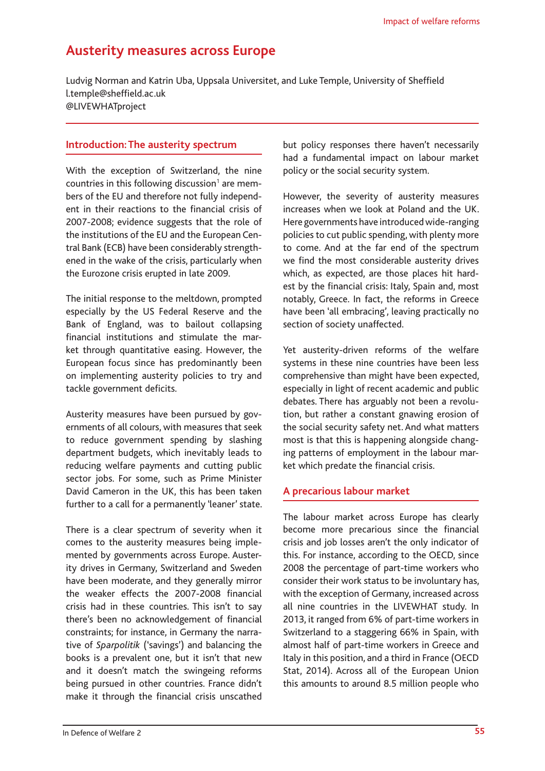# Austerity measures across Europe

Ludvig Norman and Katrin Uba, Uppsala Universitet, and Luke Temple, University of Sheffield
l.temple@sheffield.ac.uk
@LIVEWHATproject

## Introduction: The austerity spectrum

With the exception of Switzerland, the nine countries in this following discussion[1] are members of the EU and therefore not fully independent in their reactions to the financial crisis of 2007-2008; evidence suggests that the role of the institutions of the EU and the European Central Bank (ECB) have been considerably strengthened in the wake of the crisis, particularly when the Eurozone crisis erupted in late 2009.

The initial response to the meltdown, prompted especially by the US Federal Reserve and the Bank of England, was to bailout collapsing financial institutions and stimulate the market through quantitative easing. However, the European focus since has predominantly been on implementing austerity policies to try and tackle government deficits.

Austerity measures have been pursued by governments of all colours, with measures that seek to reduce government spending by slashing department budgets, which inevitably leads to reducing welfare payments and cutting public sector jobs. For some, such as Prime Minister David Cameron in the UK, this has been taken further to a call for a permanently 'leaner' state.

There is a clear spectrum of severity when it comes to the austerity measures being implemented by governments across Europe. Austerity drives in Germany, Switzerland and Sweden have been moderate, and they generally mirror the weaker effects the 2007-2008 financial crisis had in these countries. This isn't to say there's been no acknowledgement of financial constraints; for instance, in Germany the narrative of *Sparpolitik* ('savings') and balancing the books is a prevalent one, but it isn't that new and it doesn't match the swingeing reforms being pursued in other countries. France didn't make it through the financial crisis unscathed but policy responses there haven't necessarily had a fundamental impact on labour market policy or the social security system.

However, the severity of austerity measures increases when we look at Poland and the UK. Here governments have introduced wide-ranging policies to cut public spending, with plenty more to come. And at the far end of the spectrum we find the most considerable austerity drives which, as expected, are those places hit hardest by the financial crisis: Italy, Spain and, most notably, Greece. In fact, the reforms in Greece have been 'all embracing', leaving practically no section of society unaffected.

Yet austerity-driven reforms of the welfare systems in these nine countries have been less comprehensive than might have been expected, especially in light of recent academic and public debates. There has arguably not been a revolution, but rather a constant gnawing erosion of the social security safety net. And what matters most is that this is happening alongside changing patterns of employment in the labour market which predate the financial crisis.

## A precarious labour market

The labour market across Europe has clearly become more precarious since the financial crisis and job losses aren't the only indicator of this. For instance, according to the OECD, since 2008 the percentage of part-time workers who consider their work status to be involuntary has, with the exception of Germany, increased across all nine countries in the LIVEWHAT study. In 2013, it ranged from 6% of part-time workers in Switzerland to a staggering 66% in Spain, with almost half of part-time workers in Greece and Italy in this position, and a third in France (OECD Stat, 2014). Across all of the European Union this amounts to around 8.5 million people who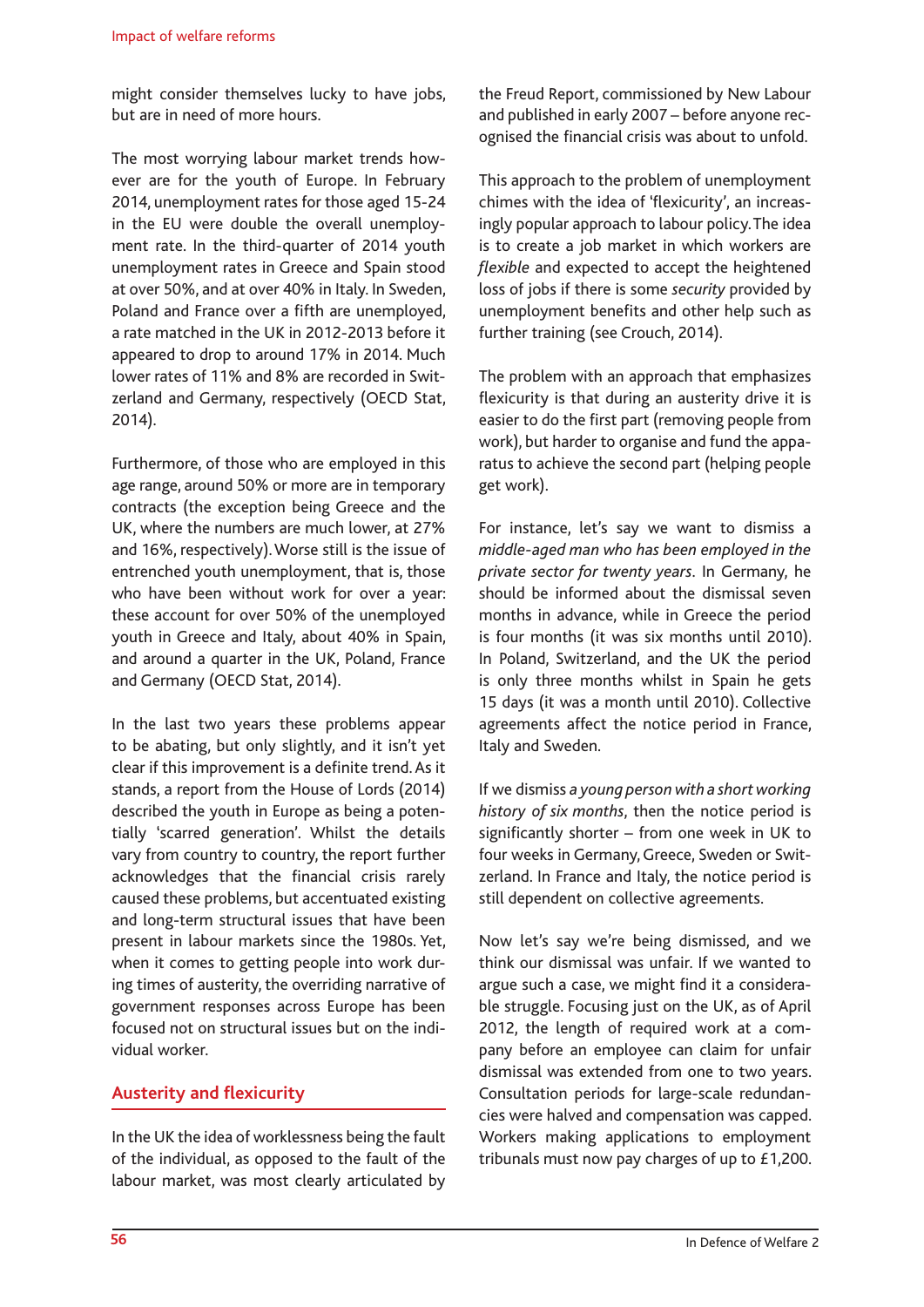might consider themselves lucky to have jobs, but are in need of more hours.

The most worrying labour market trends however are for the youth of Europe. In February 2014, unemployment rates for those aged 15-24 in the EU were double the overall unemployment rate. In the third-quarter of 2014 youth unemployment rates in Greece and Spain stood at over 50%, and at over 40% in Italy. In Sweden, Poland and France over a fifth are unemployed, a rate matched in the UK in 2012-2013 before it appeared to drop to around 17% in 2014. Much lower rates of 11% and 8% are recorded in Switzerland and Germany, respectively (OECD Stat, 2014).

Furthermore, of those who are employed in this age range, around 50% or more are in temporary contracts (the exception being Greece and the UK, where the numbers are much lower, at 27% and 16%, respectively). Worse still is the issue of entrenched youth unemployment, that is, those who have been without work for over a year: these account for over 50% of the unemployed youth in Greece and Italy, about 40% in Spain, and around a quarter in the UK, Poland, France and Germany (OECD Stat, 2014).

In the last two years these problems appear to be abating, but only slightly, and it isn't yet clear if this improvement is a definite trend. As it stands, a report from the House of Lords (2014) described the youth in Europe as being a potentially 'scarred generation'. Whilst the details vary from country to country, the report further acknowledges that the financial crisis rarely caused these problems, but accentuated existing and long-term structural issues that have been present in labour markets since the 1980s. Yet, when it comes to getting people into work during times of austerity, the overriding narrative of government responses across Europe has been focused not on structural issues but on the individual worker.

## Austerity and flexicurity

In the UK the idea of worklessness being the fault of the individual, as opposed to the fault of the labour market, was most clearly articulated by the Freud Report, commissioned by New Labour and published in early 2007 – before anyone recognised the financial crisis was about to unfold.

This approach to the problem of unemployment chimes with the idea of 'flexicurity', an increasingly popular approach to labour policy. The idea is to create a job market in which workers are *flexible* and expected to accept the heightened loss of jobs if there is some *security* provided by unemployment benefits and other help such as further training (see Crouch, 2014).

The problem with an approach that emphasizes flexicurity is that during an austerity drive it is easier to do the first part (removing people from work), but harder to organise and fund the apparatus to achieve the second part (helping people get work).

For instance, let's say we want to dismiss a *middle-aged man who has been employed in the private sector for twenty years*. In Germany, he should be informed about the dismissal seven months in advance, while in Greece the period is four months (it was six months until 2010). In Poland, Switzerland, and the UK the period is only three months whilst in Spain he gets 15 days (it was a month until 2010). Collective agreements affect the notice period in France, Italy and Sweden.

If we dismiss *a young person with a short working history of six months*, then the notice period is significantly shorter – from one week in UK to four weeks in Germany, Greece, Sweden or Switzerland. In France and Italy, the notice period is still dependent on collective agreements.

Now let's say we're being dismissed, and we think our dismissal was unfair. If we wanted to argue such a case, we might find it a considerable struggle. Focusing just on the UK, as of April 2012, the length of required work at a company before an employee can claim for unfair dismissal was extended from one to two years. Consultation periods for large-scale redundancies were halved and compensation was capped. Workers making applications to employment tribunals must now pay charges of up to £1,200.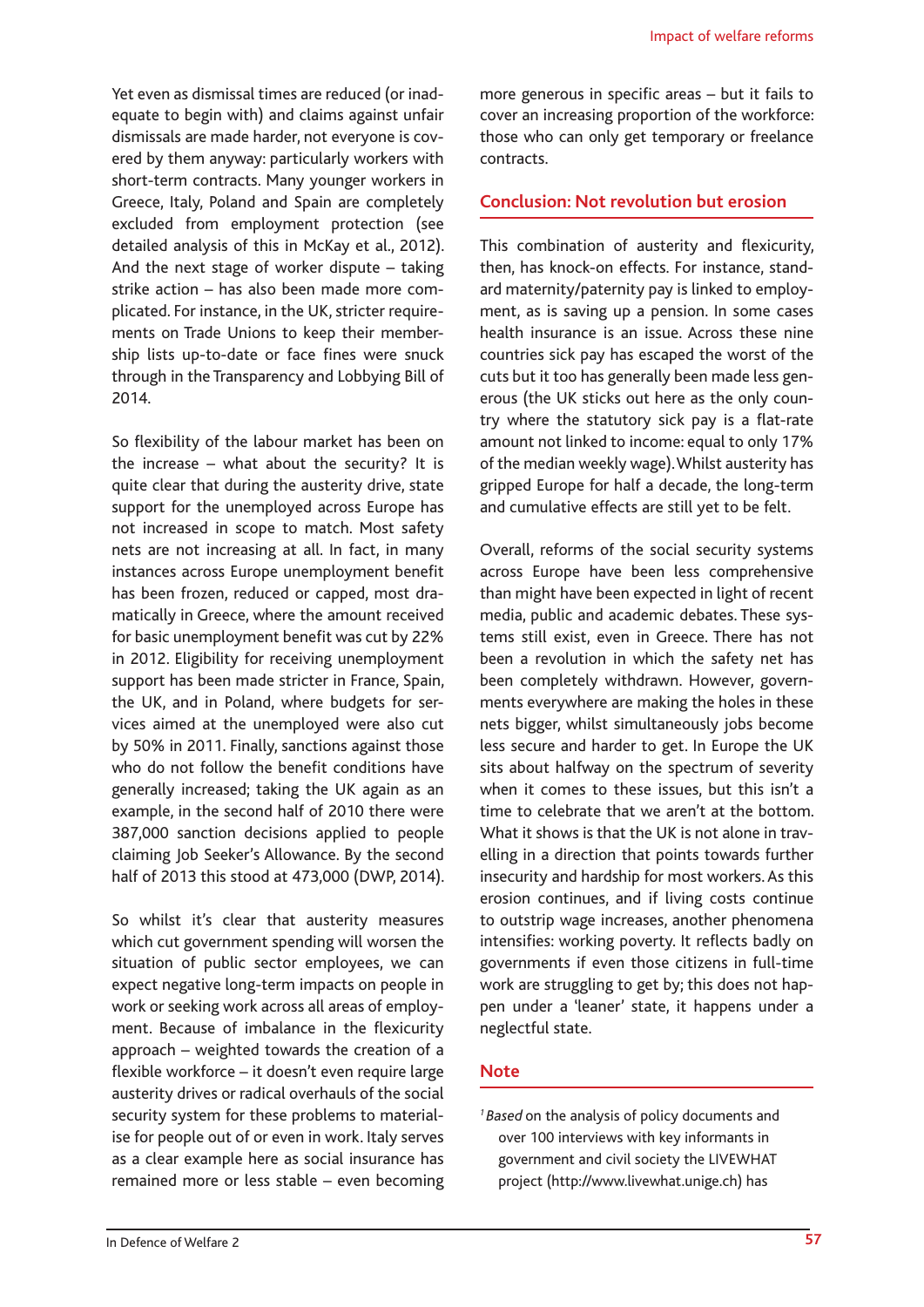Yet even as dismissal times are reduced (or inadequate to begin with) and claims against unfair dismissals are made harder, not everyone is covered by them anyway: particularly workers with short-term contracts. Many younger workers in Greece, Italy, Poland and Spain are completely excluded from employment protection (see detailed analysis of this in McKay et al., 2012). And the next stage of worker dispute – taking strike action – has also been made more complicated. For instance, in the UK, stricter requirements on Trade Unions to keep their membership lists up-to-date or face fines were snuck through in the Transparency and Lobbying Bill of 2014.

So flexibility of the labour market has been on the increase – what about the security? It is quite clear that during the austerity drive, state support for the unemployed across Europe has not increased in scope to match. Most safety nets are not increasing at all. In fact, in many instances across Europe unemployment benefit has been frozen, reduced or capped, most dramatically in Greece, where the amount received for basic unemployment benefit was cut by 22% in 2012. Eligibility for receiving unemployment support has been made stricter in France, Spain, the UK, and in Poland, where budgets for services aimed at the unemployed were also cut by 50% in 2011. Finally, sanctions against those who do not follow the benefit conditions have generally increased; taking the UK again as an example, in the second half of 2010 there were 387,000 sanction decisions applied to people claiming Job Seeker's Allowance. By the second half of 2013 this stood at 473,000 (DWP, 2014).

So whilst it's clear that austerity measures which cut government spending will worsen the situation of public sector employees, we can expect negative long-term impacts on people in work or seeking work across all areas of employment. Because of imbalance in the flexicurity approach – weighted towards the creation of a flexible workforce – it doesn't even require large austerity drives or radical overhauls of the social security system for these problems to materialise for people out of or even in work. Italy serves as a clear example here as social insurance has remained more or less stable – even becoming more generous in specific areas – but it fails to cover an increasing proportion of the workforce: those who can only get temporary or freelance contracts.

## Conclusion: Not revolution but erosion

This combination of austerity and flexicurity, then, has knock-on effects. For instance, standard maternity/paternity pay is linked to employment, as is saving up a pension. In some cases health insurance is an issue. Across these nine countries sick pay has escaped the worst of the cuts but it too has generally been made less generous (the UK sticks out here as the only country where the statutory sick pay is a flat-rate amount not linked to income: equal to only 17% of the median weekly wage). Whilst austerity has gripped Europe for half a decade, the long-term and cumulative effects are still yet to be felt.

Overall, reforms of the social security systems across Europe have been less comprehensive than might have been expected in light of recent media, public and academic debates. These systems still exist, even in Greece. There has not been a revolution in which the safety net has been completely withdrawn. However, governments everywhere are making the holes in these nets bigger, whilst simultaneously jobs become less secure and harder to get. In Europe the UK sits about halfway on the spectrum of severity when it comes to these issues, but this isn't a time to celebrate that we aren't at the bottom. What it shows is that the UK is not alone in travelling in a direction that points towards further insecurity and hardship for most workers. As this erosion continues, and if living costs continue to outstrip wage increases, another phenomena intensifies: working poverty. It reflects badly on governments if even those citizens in full-time work are struggling to get by; this does not happen under a 'leaner' state, it happens under a neglectful state.

## Note

[1] *Based* on the analysis of policy documents and over 100 interviews with key informants in government and civil society the LIVEWHAT project (http://www.livewhat.unige.ch) has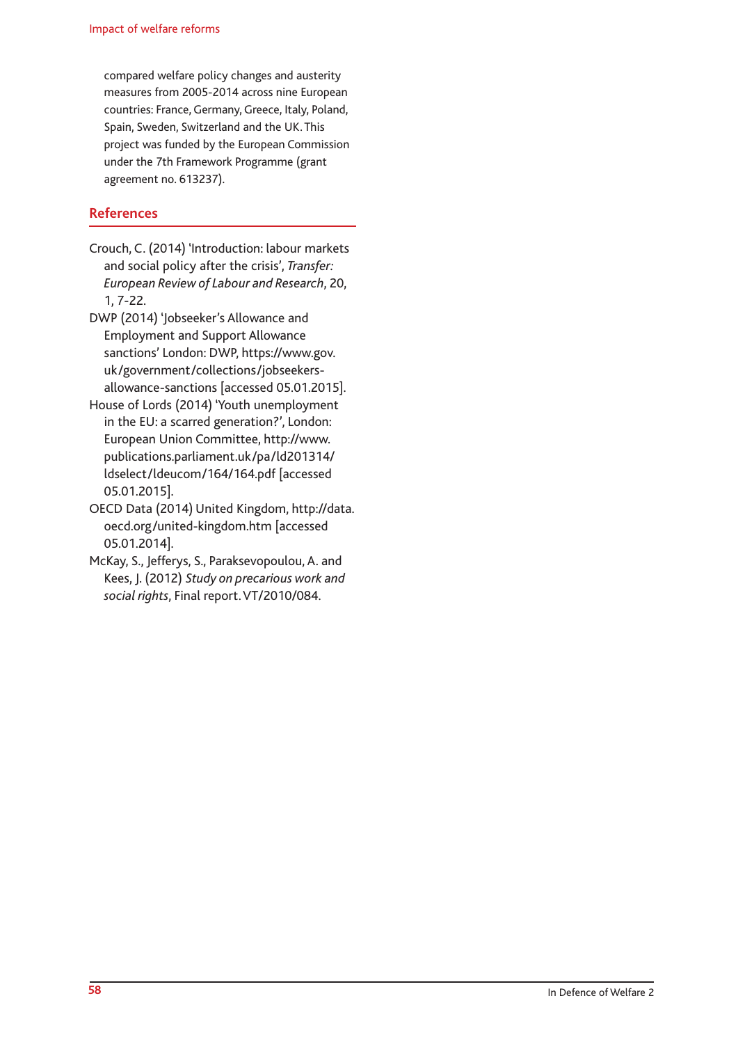compared welfare policy changes and austerity measures from 2005-2014 across nine European countries: France, Germany, Greece, Italy, Poland, Spain, Sweden, Switzerland and the UK. This project was funded by the European Commission under the 7th Framework Programme (grant agreement no. 613237).

## References

Crouch, C. (2014) 'Introduction: labour markets and social policy after the crisis', *Transfer: European Review of Labour and Research*, 20, 1, 7-22.

DWP (2014) 'Jobseeker's Allowance and Employment and Support Allowance sanctions' London: DWP, https://www.gov.uk/government/collections/jobseekers-allowance-sanctions [accessed 05.01.2015].

House of Lords (2014) 'Youth unemployment in the EU: a scarred generation?', London: European Union Committee, http://www.publications.parliament.uk/pa/ld201314/ldselect/ldeucom/164/164.pdf [accessed 05.01.2015].

OECD Data (2014) United Kingdom, http://data.oecd.org/united-kingdom.htm [accessed 05.01.2014].

McKay, S., Jefferys, S., Paraksevopoulou, A. and Kees, J. (2012) *Study on precarious work and social rights*, Final report. VT/2010/084.